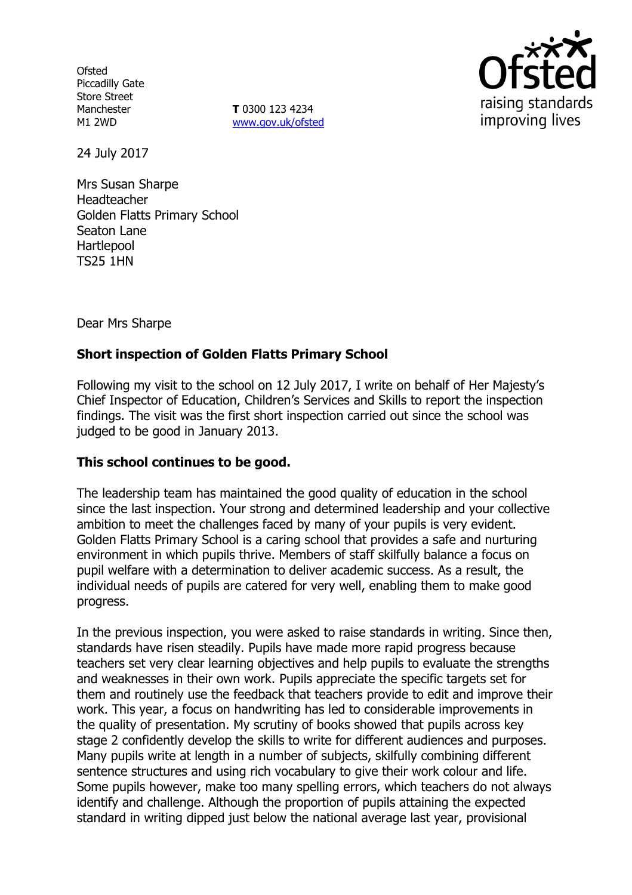Ofsted
Piccadilly Gate
Store Street
Manchester
M1 2WD

**T** 0300 123 4234
www.gov.uk/ofsted

24 July 2017

Mrs Susan Sharpe
Headteacher
Golden Flatts Primary School
Seaton Lane
Hartlepool
TS25 1HN

Dear Mrs Sharpe

**Short inspection of Golden Flatts Primary School**

Following my visit to the school on 12 July 2017, I write on behalf of Her Majesty's Chief Inspector of Education, Children's Services and Skills to report the inspection findings. The visit was the first short inspection carried out since the school was judged to be good in January 2013.

**This school continues to be good.**

The leadership team has maintained the good quality of education in the school since the last inspection. Your strong and determined leadership and your collective ambition to meet the challenges faced by many of your pupils is very evident. Golden Flatts Primary School is a caring school that provides a safe and nurturing environment in which pupils thrive. Members of staff skilfully balance a focus on pupil welfare with a determination to deliver academic success. As a result, the individual needs of pupils are catered for very well, enabling them to make good progress.

In the previous inspection, you were asked to raise standards in writing. Since then, standards have risen steadily. Pupils have made more rapid progress because teachers set very clear learning objectives and help pupils to evaluate the strengths and weaknesses in their own work. Pupils appreciate the specific targets set for them and routinely use the feedback that teachers provide to edit and improve their work. This year, a focus on handwriting has led to considerable improvements in the quality of presentation. My scrutiny of books showed that pupils across key stage 2 confidently develop the skills to write for different audiences and purposes. Many pupils write at length in a number of subjects, skilfully combining different sentence structures and using rich vocabulary to give their work colour and life. Some pupils however, make too many spelling errors, which teachers do not always identify and challenge. Although the proportion of pupils attaining the expected standard in writing dipped just below the national average last year, provisional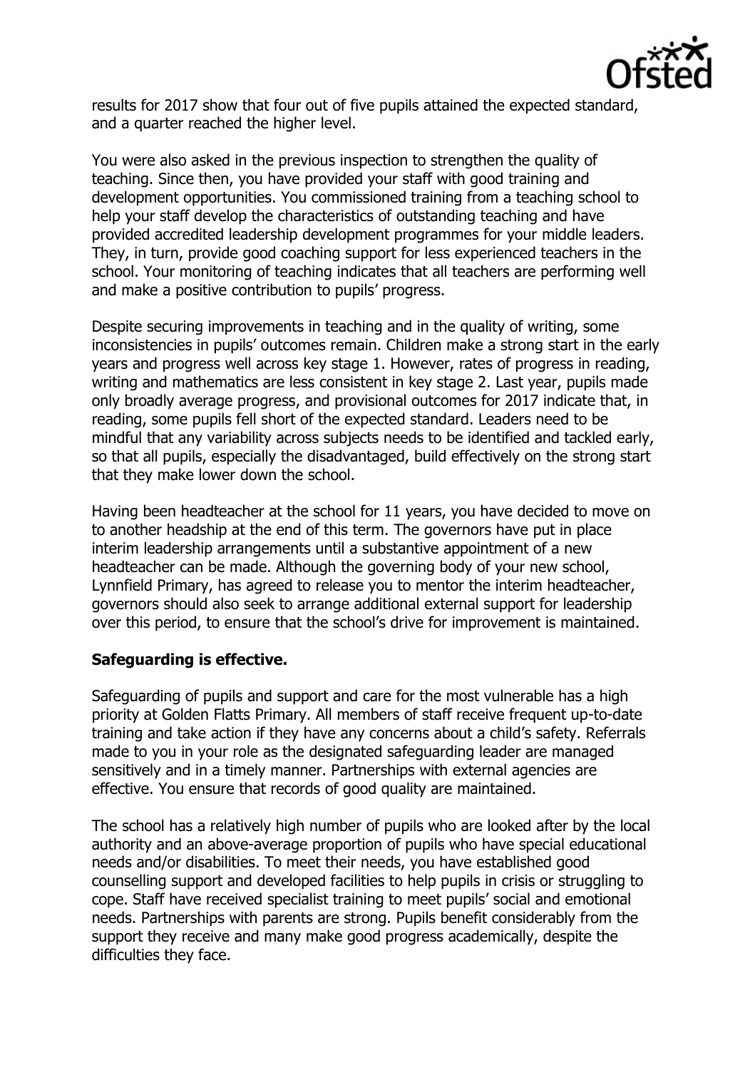results for 2017 show that four out of five pupils attained the expected standard, and a quarter reached the higher level.

You were also asked in the previous inspection to strengthen the quality of teaching. Since then, you have provided your staff with good training and development opportunities. You commissioned training from a teaching school to help your staff develop the characteristics of outstanding teaching and have provided accredited leadership development programmes for your middle leaders. They, in turn, provide good coaching support for less experienced teachers in the school. Your monitoring of teaching indicates that all teachers are performing well and make a positive contribution to pupils' progress.

Despite securing improvements in teaching and in the quality of writing, some inconsistencies in pupils' outcomes remain. Children make a strong start in the early years and progress well across key stage 1. However, rates of progress in reading, writing and mathematics are less consistent in key stage 2. Last year, pupils made only broadly average progress, and provisional outcomes for 2017 indicate that, in reading, some pupils fell short of the expected standard. Leaders need to be mindful that any variability across subjects needs to be identified and tackled early, so that all pupils, especially the disadvantaged, build effectively on the strong start that they make lower down the school.

Having been headteacher at the school for 11 years, you have decided to move on to another headship at the end of this term. The governors have put in place interim leadership arrangements until a substantive appointment of a new headteacher can be made. Although the governing body of your new school, Lynnfield Primary, has agreed to release you to mentor the interim headteacher, governors should also seek to arrange additional external support for leadership over this period, to ensure that the school's drive for improvement is maintained.

**Safeguarding is effective.**

Safeguarding of pupils and support and care for the most vulnerable has a high priority at Golden Flatts Primary. All members of staff receive frequent up-to-date training and take action if they have any concerns about a child's safety. Referrals made to you in your role as the designated safeguarding leader are managed sensitively and in a timely manner. Partnerships with external agencies are effective. You ensure that records of good quality are maintained.

The school has a relatively high number of pupils who are looked after by the local authority and an above-average proportion of pupils who have special educational needs and/or disabilities. To meet their needs, you have established good counselling support and developed facilities to help pupils in crisis or struggling to cope. Staff have received specialist training to meet pupils' social and emotional needs. Partnerships with parents are strong. Pupils benefit considerably from the support they receive and many make good progress academically, despite the difficulties they face.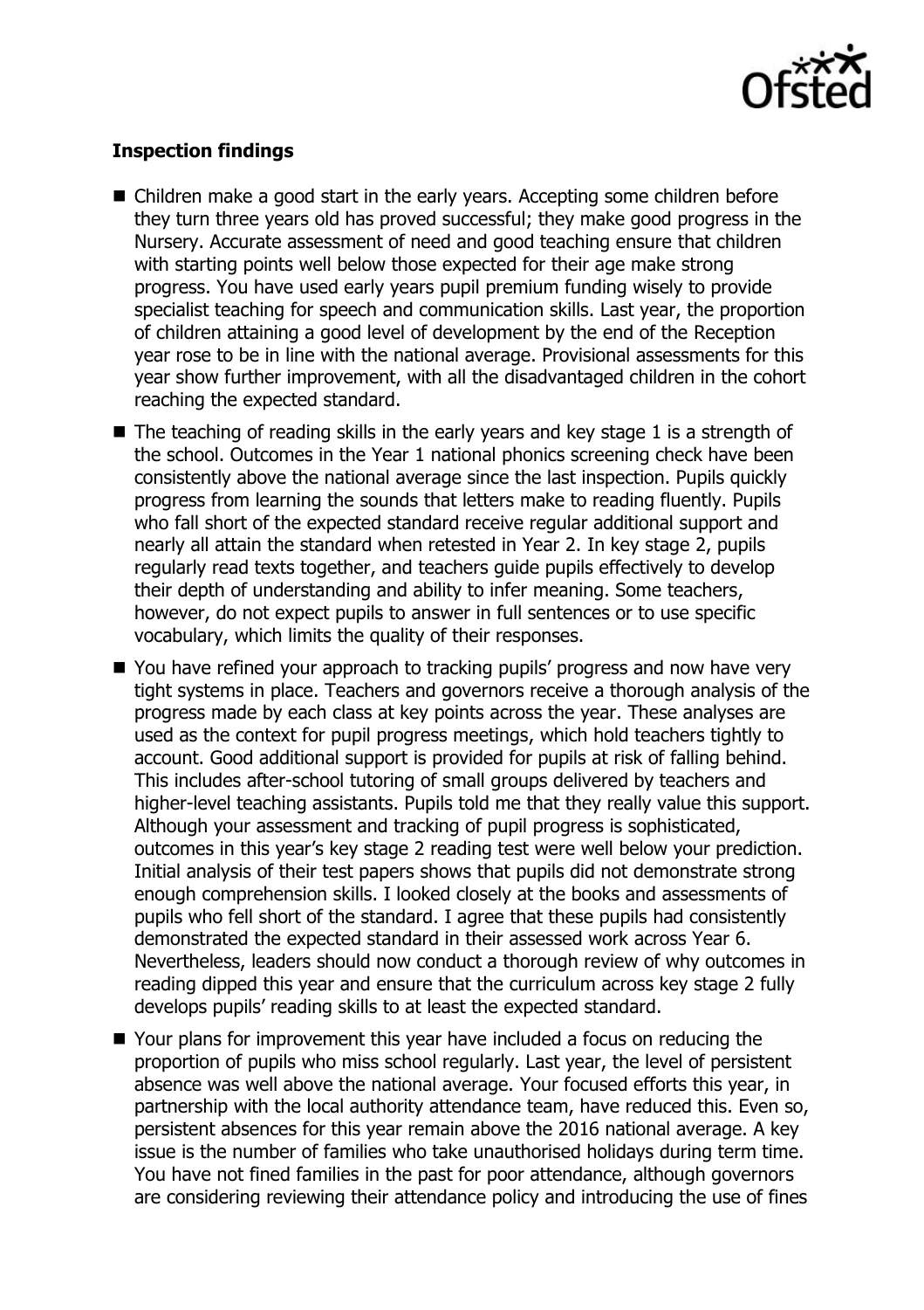**Inspection findings**

- Children make a good start in the early years. Accepting some children before they turn three years old has proved successful; they make good progress in the Nursery. Accurate assessment of need and good teaching ensure that children with starting points well below those expected for their age make strong progress. You have used early years pupil premium funding wisely to provide specialist teaching for speech and communication skills. Last year, the proportion of children attaining a good level of development by the end of the Reception year rose to be in line with the national average. Provisional assessments for this year show further improvement, with all the disadvantaged children in the cohort reaching the expected standard.
- The teaching of reading skills in the early years and key stage 1 is a strength of the school. Outcomes in the Year 1 national phonics screening check have been consistently above the national average since the last inspection. Pupils quickly progress from learning the sounds that letters make to reading fluently. Pupils who fall short of the expected standard receive regular additional support and nearly all attain the standard when retested in Year 2. In key stage 2, pupils regularly read texts together, and teachers guide pupils effectively to develop their depth of understanding and ability to infer meaning. Some teachers, however, do not expect pupils to answer in full sentences or to use specific vocabulary, which limits the quality of their responses.
- You have refined your approach to tracking pupils' progress and now have very tight systems in place. Teachers and governors receive a thorough analysis of the progress made by each class at key points across the year. These analyses are used as the context for pupil progress meetings, which hold teachers tightly to account. Good additional support is provided for pupils at risk of falling behind. This includes after-school tutoring of small groups delivered by teachers and higher-level teaching assistants. Pupils told me that they really value this support. Although your assessment and tracking of pupil progress is sophisticated, outcomes in this year's key stage 2 reading test were well below your prediction. Initial analysis of their test papers shows that pupils did not demonstrate strong enough comprehension skills. I looked closely at the books and assessments of pupils who fell short of the standard. I agree that these pupils had consistently demonstrated the expected standard in their assessed work across Year 6. Nevertheless, leaders should now conduct a thorough review of why outcomes in reading dipped this year and ensure that the curriculum across key stage 2 fully develops pupils' reading skills to at least the expected standard.
- Your plans for improvement this year have included a focus on reducing the proportion of pupils who miss school regularly. Last year, the level of persistent absence was well above the national average. Your focused efforts this year, in partnership with the local authority attendance team, have reduced this. Even so, persistent absences for this year remain above the 2016 national average. A key issue is the number of families who take unauthorised holidays during term time. You have not fined families in the past for poor attendance, although governors are considering reviewing their attendance policy and introducing the use of fines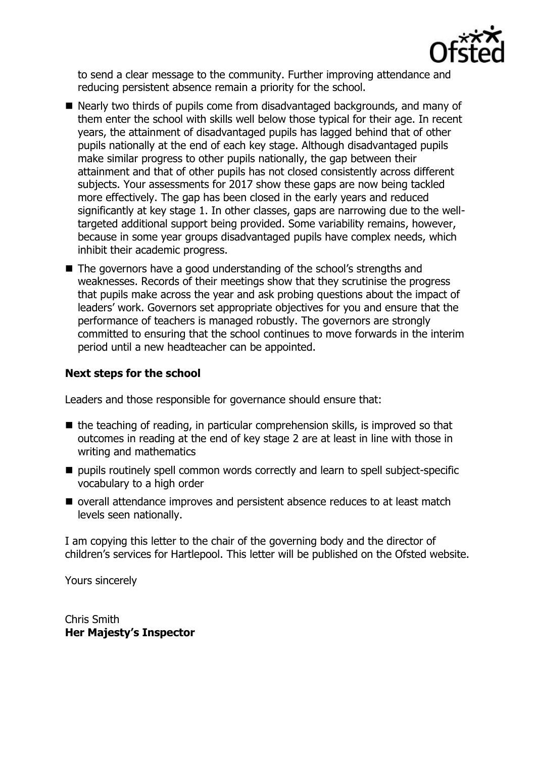to send a clear message to the community. Further improving attendance and reducing persistent absence remain a priority for the school.

- Nearly two thirds of pupils come from disadvantaged backgrounds, and many of them enter the school with skills well below those typical for their age. In recent years, the attainment of disadvantaged pupils has lagged behind that of other pupils nationally at the end of each key stage. Although disadvantaged pupils make similar progress to other pupils nationally, the gap between their attainment and that of other pupils has not closed consistently across different subjects. Your assessments for 2017 show these gaps are now being tackled more effectively. The gap has been closed in the early years and reduced significantly at key stage 1. In other classes, gaps are narrowing due to the well-targeted additional support being provided. Some variability remains, however, because in some year groups disadvantaged pupils have complex needs, which inhibit their academic progress.
- The governors have a good understanding of the school's strengths and weaknesses. Records of their meetings show that they scrutinise the progress that pupils make across the year and ask probing questions about the impact of leaders' work. Governors set appropriate objectives for you and ensure that the performance of teachers is managed robustly. The governors are strongly committed to ensuring that the school continues to move forwards in the interim period until a new headteacher can be appointed.

### Next steps for the school

Leaders and those responsible for governance should ensure that:

- the teaching of reading, in particular comprehension skills, is improved so that outcomes in reading at the end of key stage 2 are at least in line with those in writing and mathematics
- pupils routinely spell common words correctly and learn to spell subject-specific vocabulary to a high order
- overall attendance improves and persistent absence reduces to at least match levels seen nationally.

I am copying this letter to the chair of the governing body and the director of children's services for Hartlepool. This letter will be published on the Ofsted website.

Yours sincerely

Chris Smith
**Her Majesty's Inspector**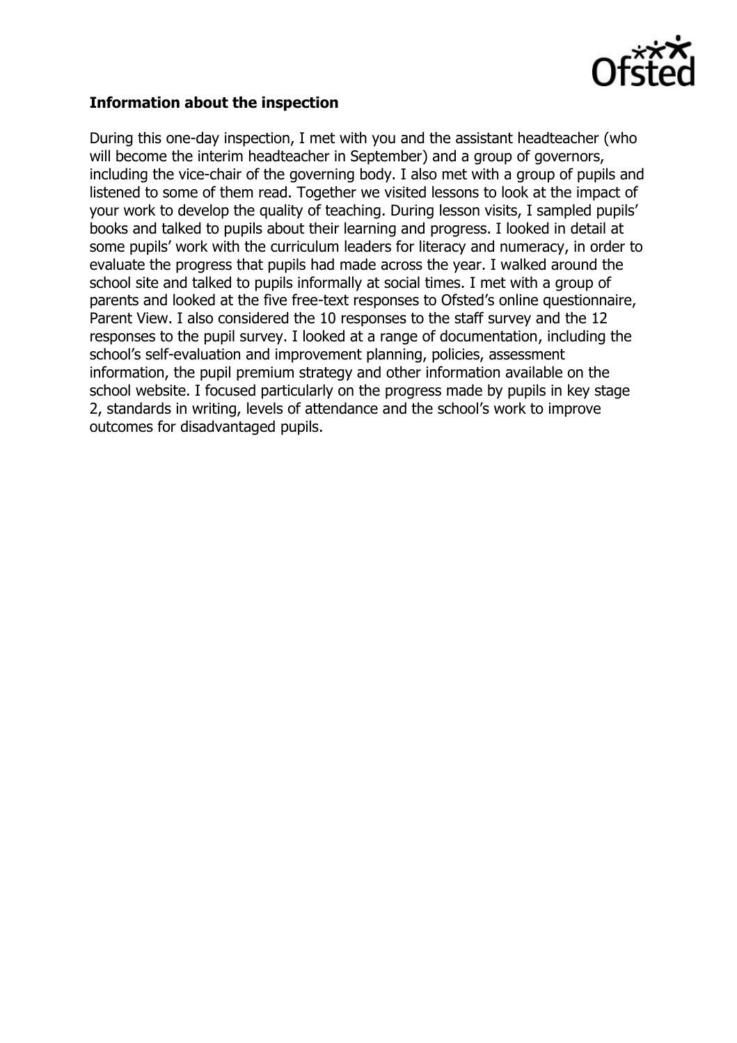**Information about the inspection**

During this one-day inspection, I met with you and the assistant headteacher (who will become the interim headteacher in September) and a group of governors, including the vice-chair of the governing body. I also met with a group of pupils and listened to some of them read. Together we visited lessons to look at the impact of your work to develop the quality of teaching. During lesson visits, I sampled pupils' books and talked to pupils about their learning and progress. I looked in detail at some pupils' work with the curriculum leaders for literacy and numeracy, in order to evaluate the progress that pupils had made across the year. I walked around the school site and talked to pupils informally at social times. I met with a group of parents and looked at the five free-text responses to Ofsted's online questionnaire, Parent View. I also considered the 10 responses to the staff survey and the 12 responses to the pupil survey. I looked at a range of documentation, including the school's self-evaluation and improvement planning, policies, assessment information, the pupil premium strategy and other information available on the school website. I focused particularly on the progress made by pupils in key stage 2, standards in writing, levels of attendance and the school's work to improve outcomes for disadvantaged pupils.